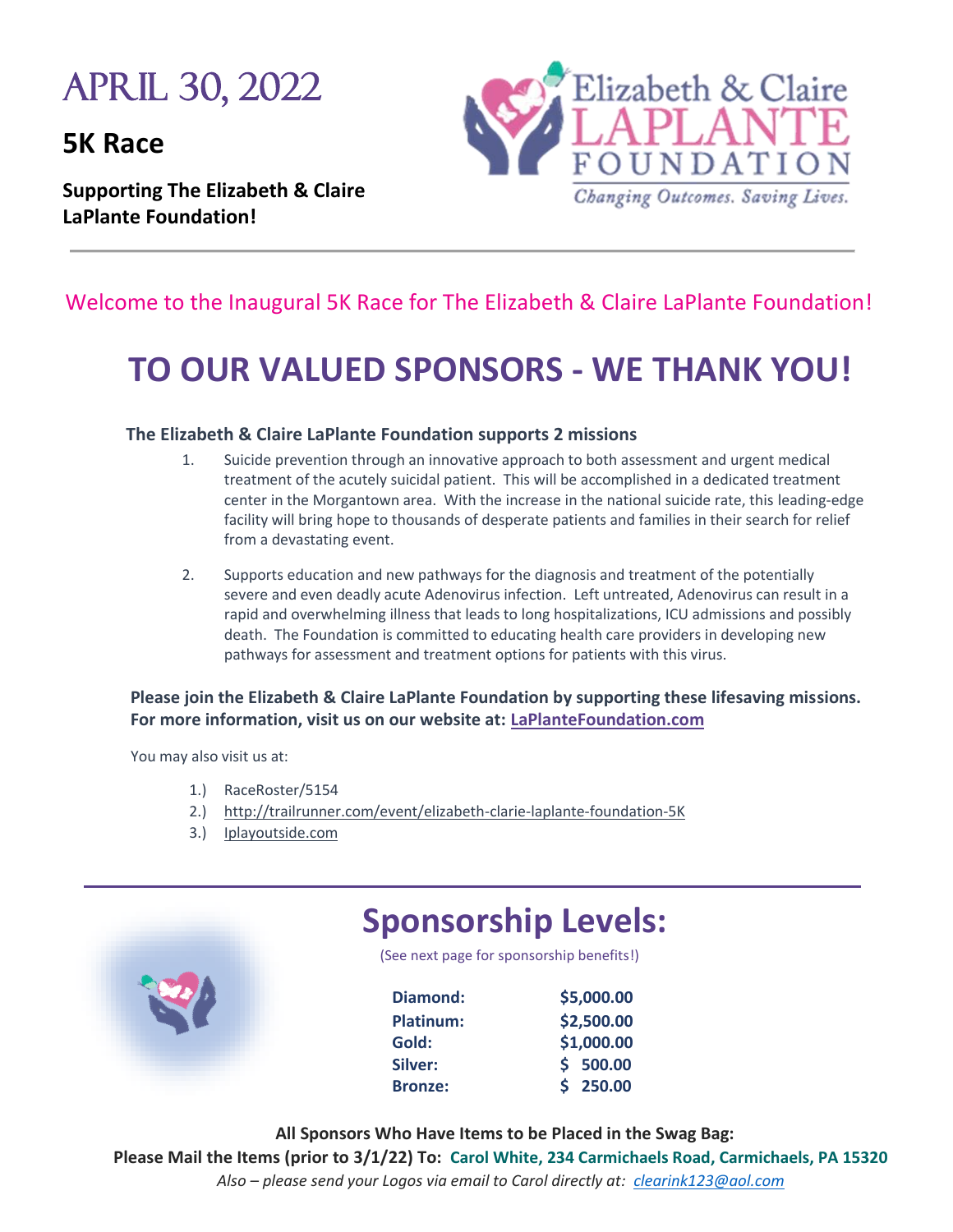# APRIL 30, 2022

## 5K Race

**Supporting The Elizabeth & Claire LaPlante Foundation!**

Elizabeth & Claire LAPLANTE FOUNDATION
*Changing Outcomes. Saving Lives.*

---

Welcome to the Inaugural 5K Race for The Elizabeth & Claire LaPlante Foundation!

# TO OUR VALUED SPONSORS - WE THANK YOU!

**The Elizabeth & Claire LaPlante Foundation supports 2 missions**

1. Suicide prevention through an innovative approach to both assessment and urgent medical treatment of the acutely suicidal patient. This will be accomplished in a dedicated treatment center in the Morgantown area. With the increase in the national suicide rate, this leading-edge facility will bring hope to thousands of desperate patients and families in their search for relief from a devastating event.

2. Supports education and new pathways for the diagnosis and treatment of the potentially severe and even deadly acute Adenovirus infection. Left untreated, Adenovirus can result in a rapid and overwhelming illness that leads to long hospitalizations, ICU admissions and possibly death. The Foundation is committed to educating health care providers in developing new pathways for assessment and treatment options for patients with this virus.

**Please join the Elizabeth & Claire LaPlante Foundation by supporting these lifesaving missions. For more information, visit us on our website at: LaPlanteFoundation.com**

You may also visit us at:

1.) RaceRoster/5154
2.) http://trailrunner.com/event/elizabeth-clarie-laplante-foundation-5K
3.) Iplayoutside.com

---

## Sponsorship Levels:

(See next page for sponsorship benefits!)

| | |
|---|---|
| **Diamond:** | **$5,000.00** |
| **Platinum:** | **$2,500.00** |
| **Gold:** | **$1,000.00** |
| **Silver:** | **$ 500.00** |
| **Bronze:** | **$ 250.00** |

**All Sponsors Who Have Items to be Placed in the Swag Bag:**

**Please Mail the Items (prior to 3/1/22) To: Carol White, 234 Carmichaels Road, Carmichaels, PA 15320**

*Also – please send your Logos via email to Carol directly at: clearink123@aol.com*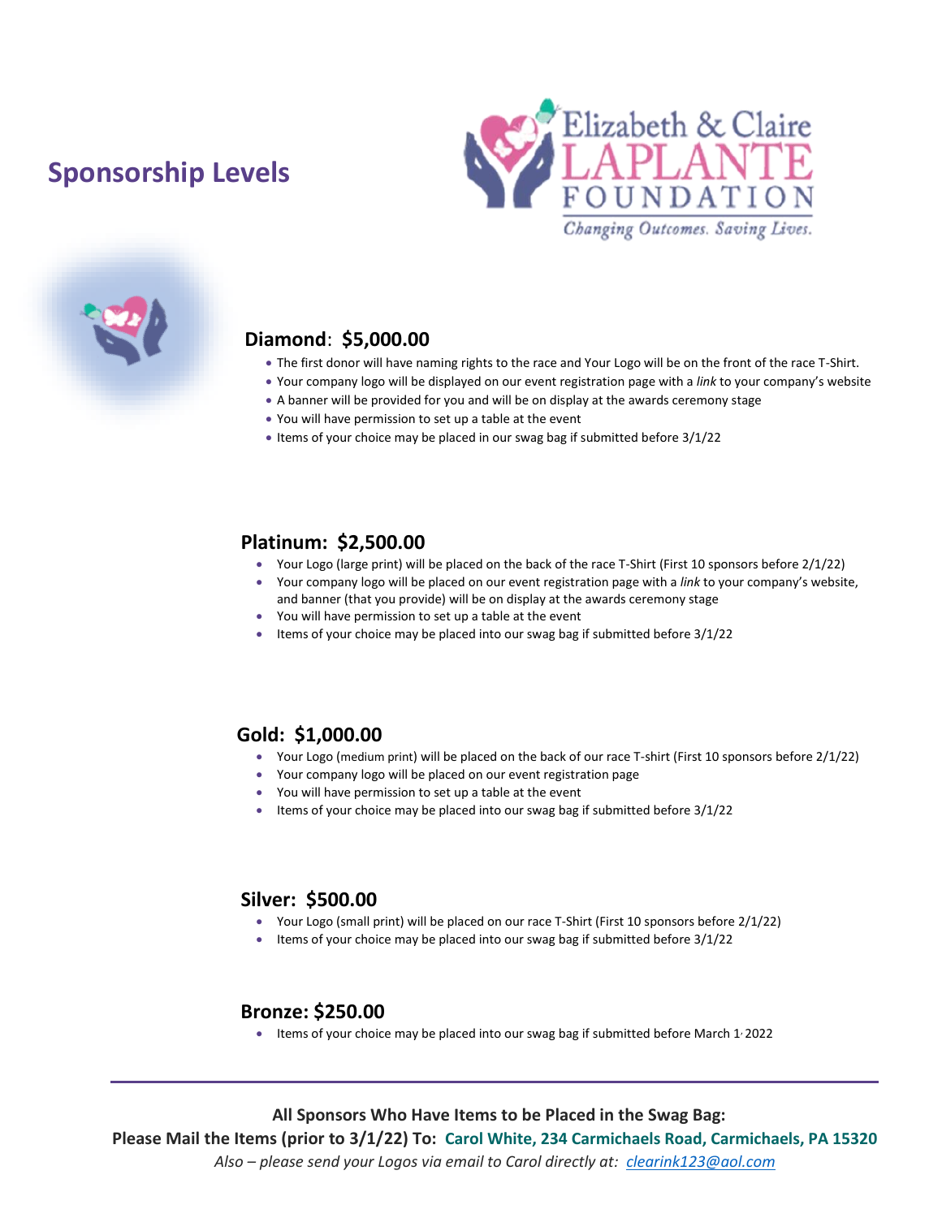# Sponsorship Levels

Elizabeth & Claire LAPLANTE FOUNDATION

*Changing Outcomes. Saving Lives.*

## Diamond: $5,000.00

- The first donor will have naming rights to the race and Your Logo will be on the front of the race T-Shirt.
- Your company logo will be displayed on our event registration page with a *link* to your company's website
- A banner will be provided for you and will be on display at the awards ceremony stage
- You will have permission to set up a table at the event
- Items of your choice may be placed in our swag bag if submitted before 3/1/22

## Platinum: $2,500.00

- Your Logo (large print) will be placed on the back of the race T-Shirt (First 10 sponsors before 2/1/22)
- Your company logo will be placed on our event registration page with a *link* to your company's website, and banner (that you provide) will be on display at the awards ceremony stage
- You will have permission to set up a table at the event
- Items of your choice may be placed into our swag bag if submitted before 3/1/22

## Gold: $1,000.00

- Your Logo (medium print) will be placed on the back of our race T-shirt (First 10 sponsors before 2/1/22)
- Your company logo will be placed on our event registration page
- You will have permission to set up a table at the event
- Items of your choice may be placed into our swag bag if submitted before 3/1/22

## Silver: $500.00

- Your Logo (small print) will be placed on our race T-Shirt (First 10 sponsors before 2/1/22)
- Items of your choice may be placed into our swag bag if submitted before 3/1/22

## Bronze: $250.00

- Items of your choice may be placed into our swag bag if submitted before March 1, 2022

---

**All Sponsors Who Have Items to be Placed in the Swag Bag:**

**Please Mail the Items (prior to 3/1/22) To: Carol White, 234 Carmichaels Road, Carmichaels, PA 15320**

*Also – please send your Logos via email to Carol directly at: clearink123@aol.com*